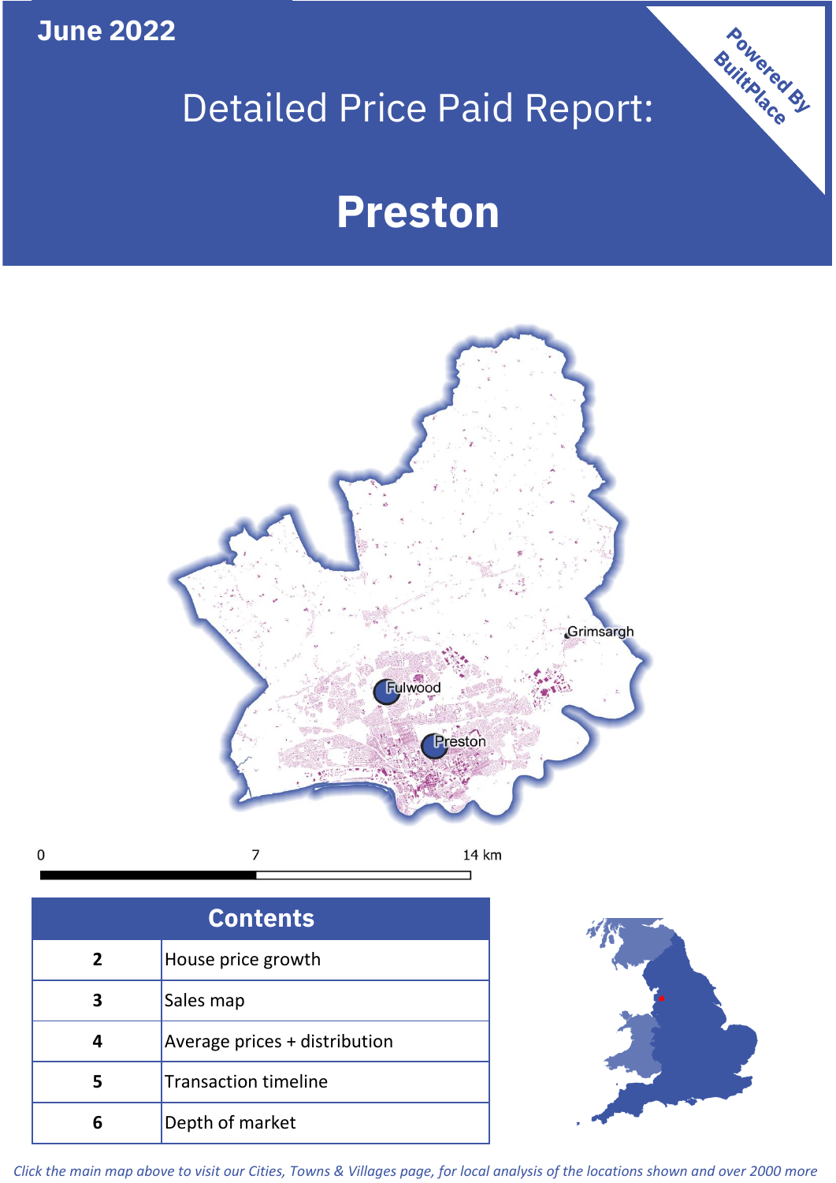June 2022

# Detailed Price Paid Report:

# Preston

Powered By BuiltPlace

Grimsargh

Fulwood

Preston

0 7 14 km

| Contents | |
|---|---|
| 2 | House price growth |
| 3 | Sales map |
| 4 | Average prices + distribution |
| 5 | Transaction timeline |
| 6 | Depth of market |

*Click the main map above to visit our Cities, Towns & Villages page, for local analysis of the locations shown and over 2000 more*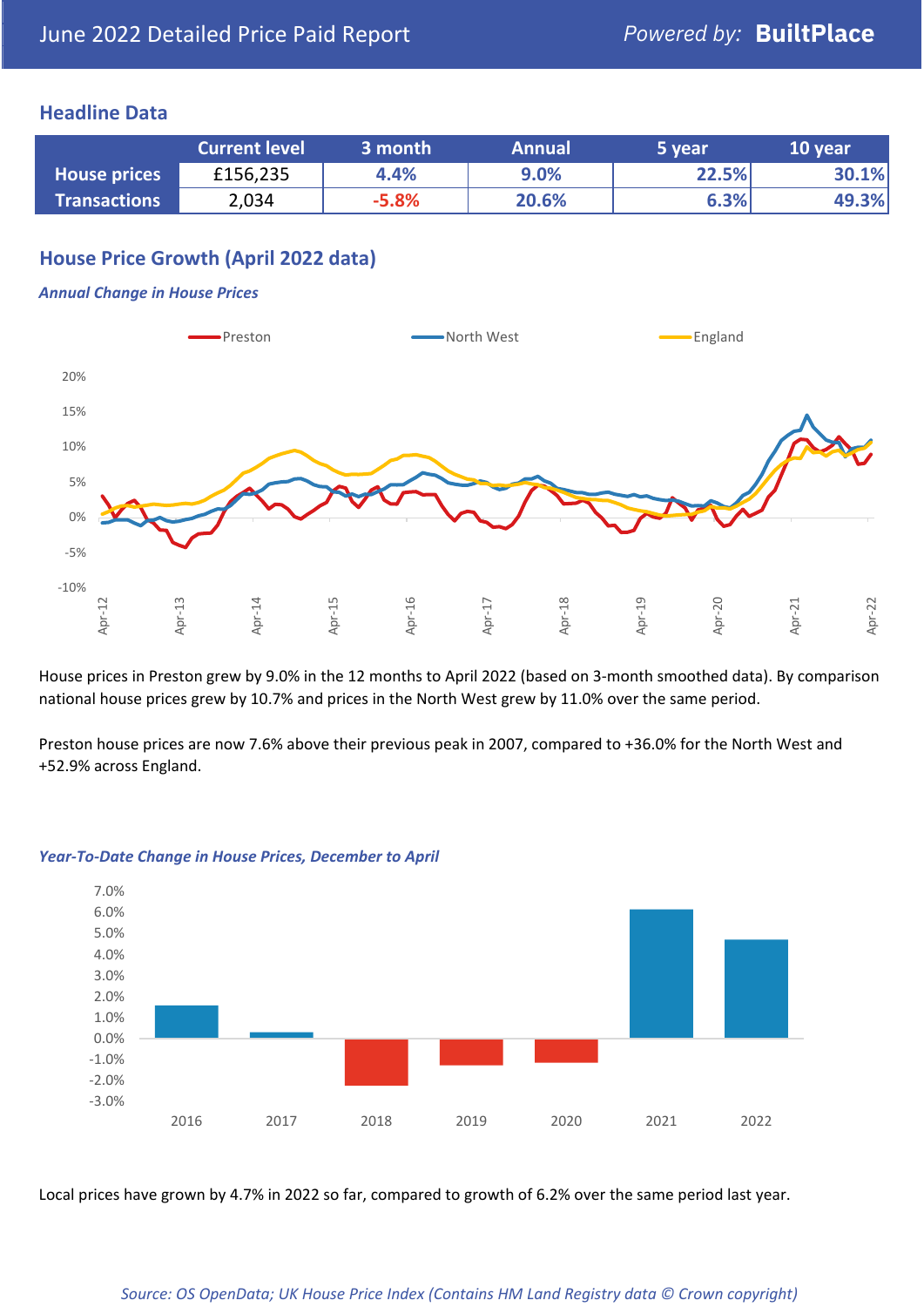June 2022 Detailed Price Paid Report — Powered by: BuiltPlace

## Headline Data

| | Current level | 3 month | Annual | 5 year | 10 year |
|---|---|---|---|---|---|
| House prices | £156,235 | 4.4% | 9.0% | 22.5% | 30.1% |
| Transactions | 2,034 | -5.8% | 20.6% | 6.3% | 49.3% |

## House Price Growth (April 2022 data)

*Annual Change in House Prices*

Preston
North West
England

20%
15%
10%
5%
0%
-5%
-10%

Apr-12
Apr-13
Apr-14
Apr-15
Apr-16
Apr-17
Apr-18
Apr-19
Apr-20
Apr-21
Apr-22

House prices in Preston grew by 9.0% in the 12 months to April 2022 (based on 3-month smoothed data). By comparison national house prices grew by 10.7% and prices in the North West grew by 11.0% over the same period.

Preston house prices are now 7.6% above their previous peak in 2007, compared to +36.0% for the North West and +52.9% across England.

*Year-To-Date Change in House Prices, December to April*

7.0%
6.0%
5.0%
4.0%
3.0%
2.0%
1.0%
0.0%
-1.0%
-2.0%
-3.0%

2016
2017
2018
2019
2020
2021
2022

Local prices have grown by 4.7% in 2022 so far, compared to growth of 6.2% over the same period last year.

*Source: OS OpenData; UK House Price Index (Contains HM Land Registry data © Crown copyright)*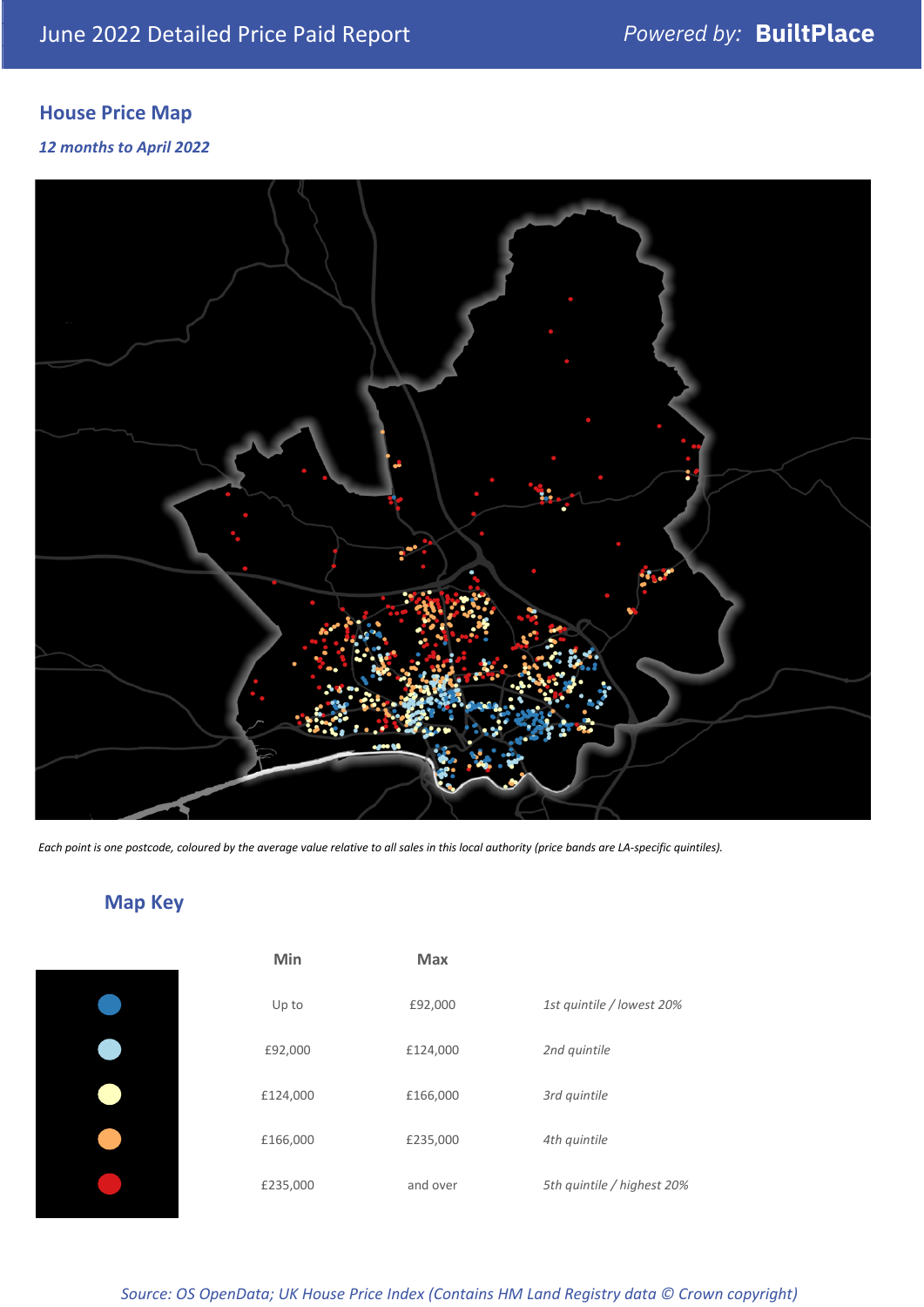June 2022 Detailed Price Paid Report

Powered by: **BuiltPlace**

## House Price Map

*12 months to April 2022*

*Each point is one postcode, coloured by the average value relative to all sales in this local authority (price bands are LA-specific quintiles).*

## Map Key

| | Min | Max | |
|---|---|---|---|
| | Up to | £92,000 | *1st quintile / lowest 20%* |
| | £92,000 | £124,000 | *2nd quintile* |
| | £124,000 | £166,000 | *3rd quintile* |
| | £166,000 | £235,000 | *4th quintile* |
| | £235,000 | and over | *5th quintile / highest 20%* |

*Source: OS OpenData; UK House Price Index (Contains HM Land Registry data © Crown copyright)*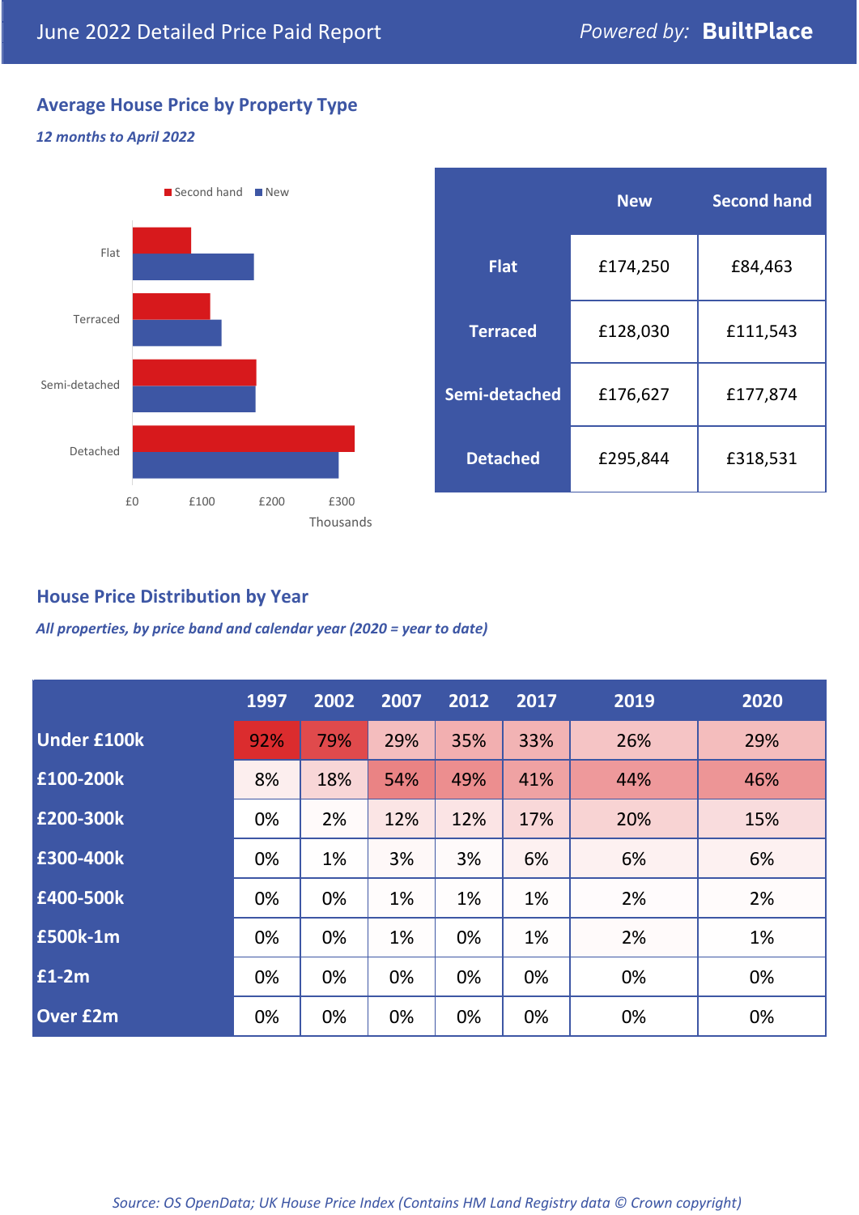June 2022 Detailed Price Paid Report

Powered by: **BuiltPlace**

## Average House Price by Property Type

*12 months to April 2022*

Second hand
New

Flat
Terraced
Semi-detached
Detached

£0
£100
£200
£300
Thousands

| | New | Second hand |
|---|---|---|
| **Flat** | £174,250 | £84,463 |
| **Terraced** | £128,030 | £111,543 |
| **Semi-detached** | £176,627 | £177,874 |
| **Detached** | £295,844 | £318,531 |

## House Price Distribution by Year

*All properties, by price band and calendar year (2020 = year to date)*

| | 1997 | 2002 | 2007 | 2012 | 2017 | 2019 | 2020 |
|---|---|---|---|---|---|---|---|
| **Under £100k** | 92% | 79% | 29% | 35% | 33% | 26% | 29% |
| **£100-200k** | 8% | 18% | 54% | 49% | 41% | 44% | 46% |
| **£200-300k** | 0% | 2% | 12% | 12% | 17% | 20% | 15% |
| **£300-400k** | 0% | 1% | 3% | 3% | 6% | 6% | 6% |
| **£400-500k** | 0% | 0% | 1% | 1% | 1% | 2% | 2% |
| **£500k-1m** | 0% | 0% | 1% | 0% | 1% | 2% | 1% |
| **£1-2m** | 0% | 0% | 0% | 0% | 0% | 0% | 0% |
| **Over £2m** | 0% | 0% | 0% | 0% | 0% | 0% | 0% |

*Source: OS OpenData; UK House Price Index (Contains HM Land Registry data © Crown copyright)*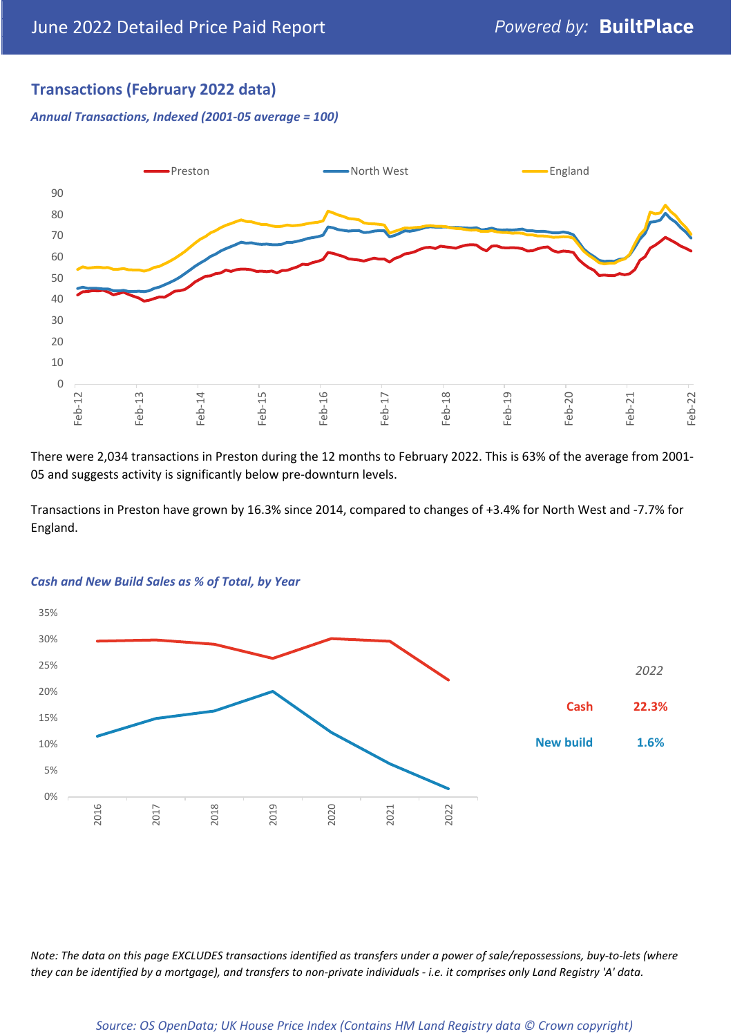## Transactions (February 2022 data)

*Annual Transactions, Indexed (2001-05 average = 100)*

Preston
North West
England

90
80
70
60
50
40
30
20
10
0

Feb-12
Feb-13
Feb-14
Feb-15
Feb-16
Feb-17
Feb-18
Feb-19
Feb-20
Feb-21
Feb-22

There were 2,034 transactions in Preston during the 12 months to February 2022. This is 63% of the average from 2001-05 and suggests activity is significantly below pre-downturn levels.

Transactions in Preston have grown by 16.3% since 2014, compared to changes of +3.4% for North West and -7.7% for England.

*Cash and New Build Sales as % of Total, by Year*

35%
30%
25%
20%
15%
10%
5%
0%

2016
2017
2018
2019
2020
2021
2022

*2022*

Cash 22.3%

New build 1.6%

*Note: The data on this page EXCLUDES transactions identified as transfers under a power of sale/repossessions, buy-to-lets (where they can be identified by a mortgage), and transfers to non-private individuals - i.e. it comprises only Land Registry 'A' data.*

*Source: OS OpenData; UK House Price Index (Contains HM Land Registry data © Crown copyright)*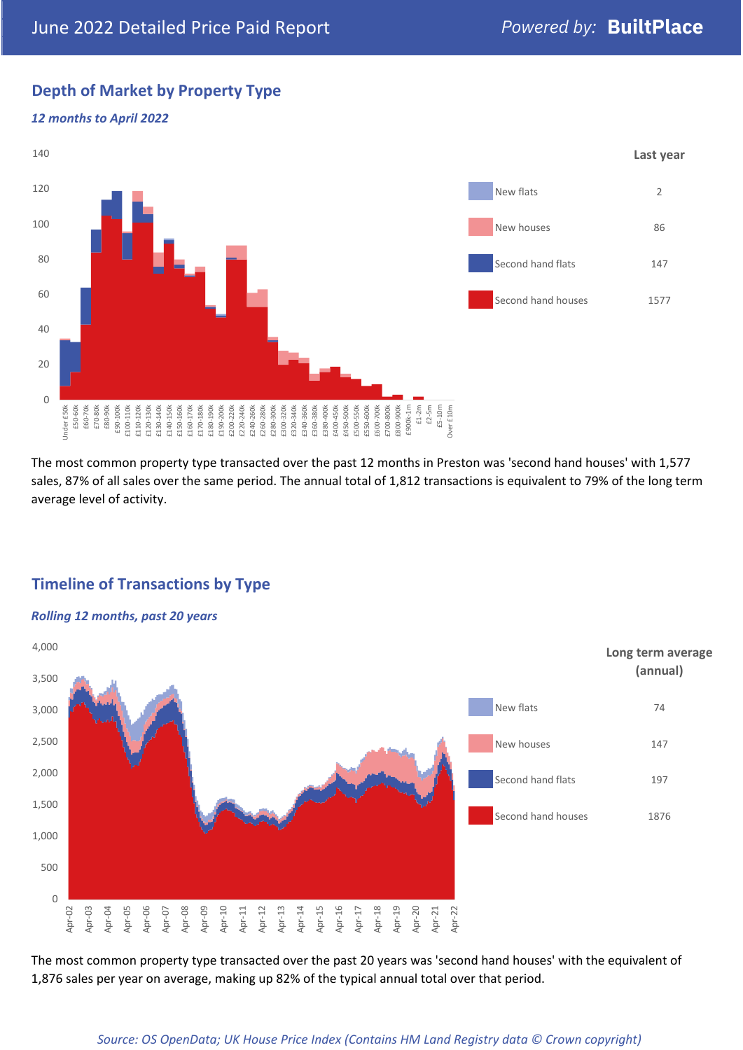June 2022 Detailed Price Paid Report

*Powered by:* **BuiltPlace**

## Depth of Market by Property Type

*12 months to April 2022*

140
120
100
80
60
40
20
0

Under £50k, £50-60k, £60-70k, £70-80k, £80-90k, £90-100k, £100-110k, £110-120k, £120-130k, £130-140k, £140-150k, £150-160k, £160-170k, £170-180k, £180-190k, £190-200k, £200-220k, £220-240k, £240-260k, £260-280k, £280-300k, £300-320k, £320-340k, £340-360k, £360-380k, £380-400k, £400-450k, £450-500k, £500-550k, £550-600k, £600-700k, £700-800k, £800-900k, £900k-1m, £1-2m, £2-5m, £5-10m, Over £10m

Last year

New flats 2
New houses 86
Second hand flats 147
Second hand houses 1577

The most common property type transacted over the past 12 months in Preston was 'second hand houses' with 1,577 sales, 87% of all sales over the same period. The annual total of 1,812 transactions is equivalent to 79% of the long term average level of activity.

## Timeline of Transactions by Type

*Rolling 12 months, past 20 years*

4,000
3,500
3,000
2,500
2,000
1,500
1,000
500
0

Apr-02, Apr-03, Apr-04, Apr-05, Apr-06, Apr-07, Apr-08, Apr-09, Apr-10, Apr-11, Apr-12, Apr-13, Apr-14, Apr-15, Apr-16, Apr-17, Apr-18, Apr-19, Apr-20, Apr-21, Apr-22

Long term average (annual)

New flats 74
New houses 147
Second hand flats 197
Second hand houses 1876

The most common property type transacted over the past 20 years was 'second hand houses' with the equivalent of 1,876 sales per year on average, making up 82% of the typical annual total over that period.

*Source: OS OpenData; UK House Price Index (Contains HM Land Registry data © Crown copyright)*